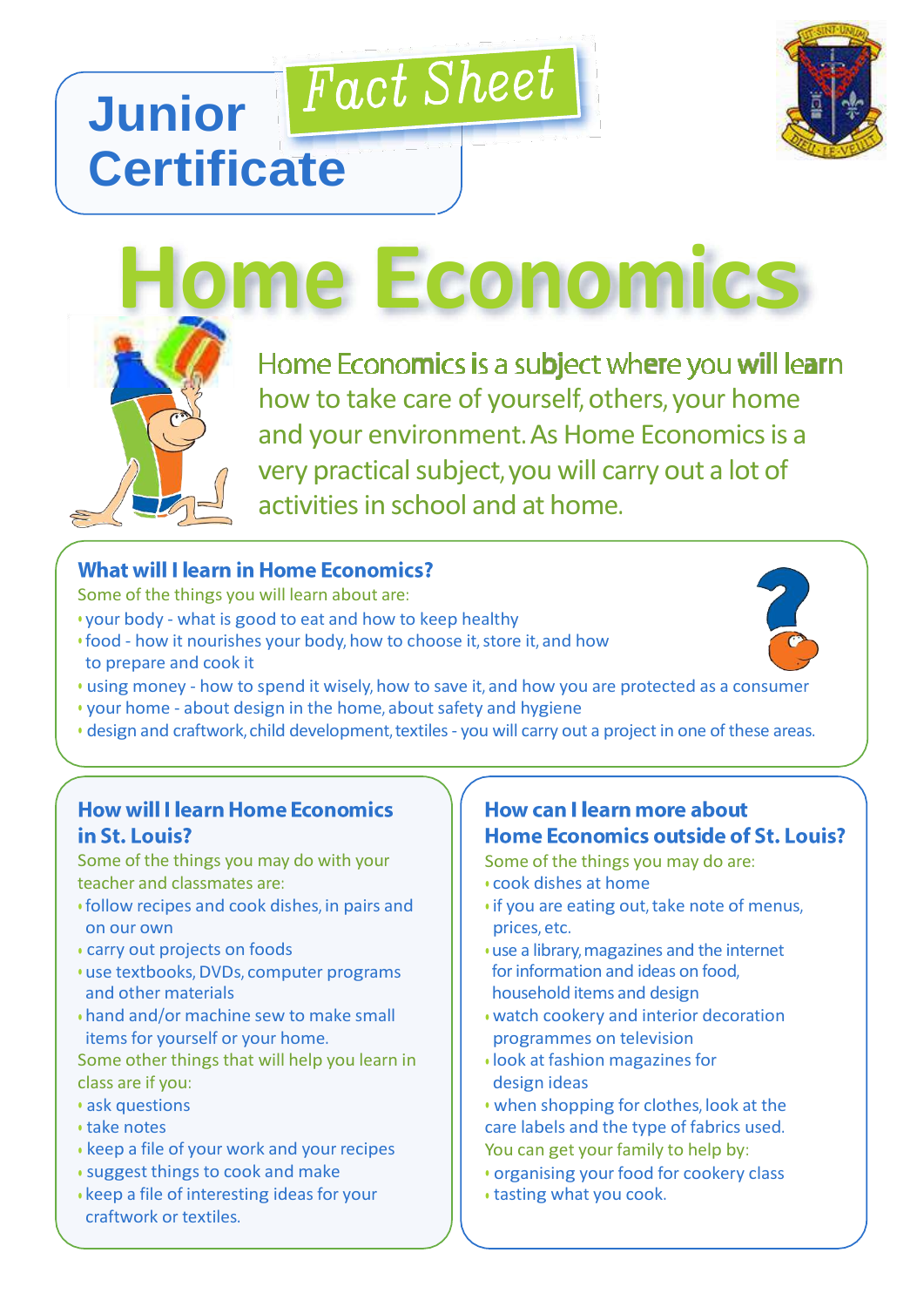# Junior Certificate

## Fact Sheet

# Home Economics

Home Economics is a subject where you will learn how to take care of yourself, others, your home and your environment. As Home Economics is a very practical subject, you will carry out a lot of activities in school and at home.

### What will I learn in Home Economics?

Some of the things you will learn about are:

- your body - what is good to eat and how to keep healthy
- food - how it nourishes your body, how to choose it, store it, and how to prepare and cook it
- using money - how to spend it wisely, how to save it, and how you are protected as a consumer
- your home - about design in the home, about safety and hygiene
- design and craftwork, child development, textiles - you will carry out a project in one of these areas.

### How will I learn Home Economics in St. Louis?

Some of the things you may do with your teacher and classmates are:

- follow recipes and cook dishes, in pairs and on our own
- carry out projects on foods
- use textbooks, DVDs, computer programs and other materials
- hand and/or machine sew to make small items for yourself or your home.

Some other things that will help you learn in class are if you:

- ask questions
- take notes
- keep a file of your work and your recipes
- suggest things to cook and make
- keep a file of interesting ideas for your craftwork or textiles.

### How can I learn more about Home Economics outside of St. Louis?

Some of the things you may do are:

- cook dishes at home
- if you are eating out, take note of menus, prices, etc.
- use a library, magazines and the internet for information and ideas on food, household items and design
- watch cookery and interior decoration programmes on television
- look at fashion magazines for design ideas
- when shopping for clothes, look at the care labels and the type of fabrics used.

You can get your family to help by:

- organising your food for cookery class
- tasting what you cook.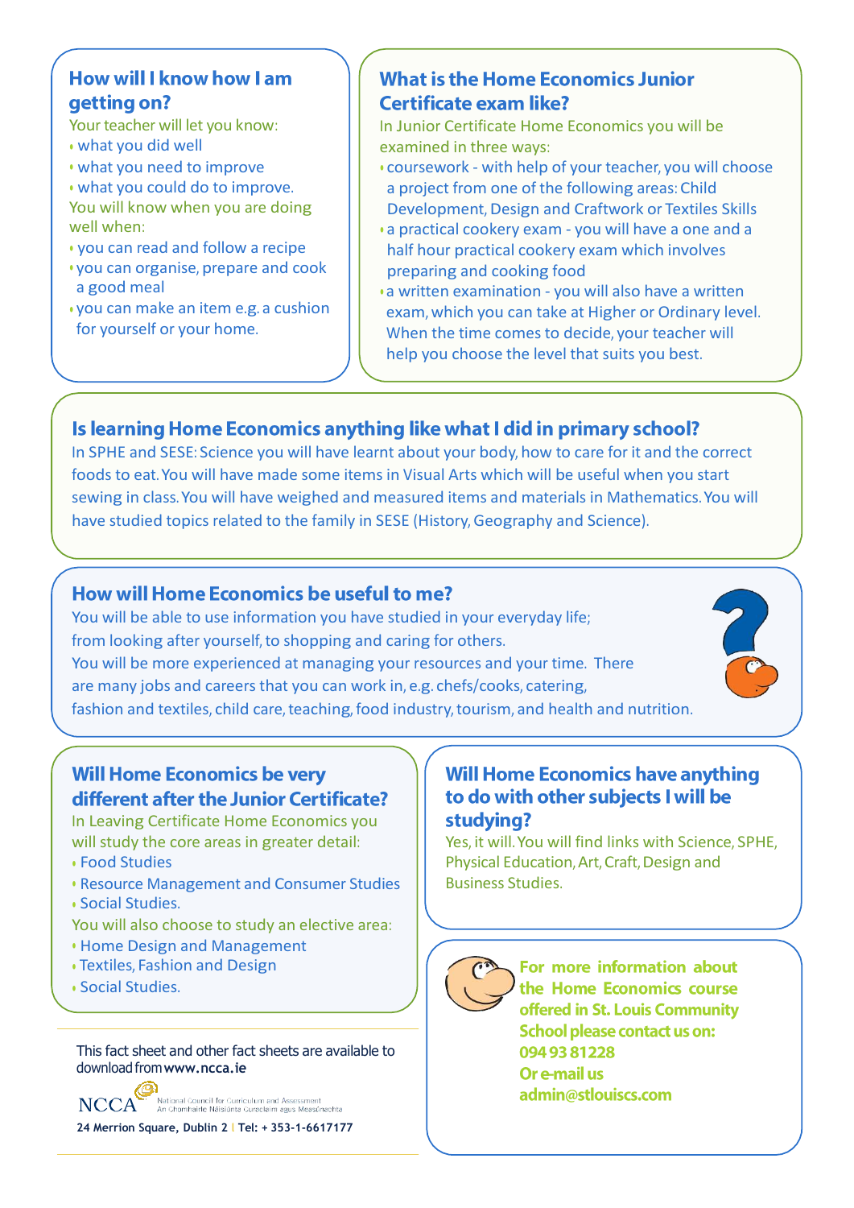## How will I know how I am getting on?

Your teacher will let you know:

- what you did well
- what you need to improve
- what you could do to improve.

You will know when you are doing well when:

- you can read and follow a recipe
- you can organise, prepare and cook a good meal
- you can make an item e.g. a cushion for yourself or your home.

## What is the Home Economics Junior Certificate exam like?

In Junior Certificate Home Economics you will be examined in three ways:

- coursework - with help of your teacher, you will choose a project from one of the following areas: Child Development, Design and Craftwork or Textiles Skills
- a practical cookery exam - you will have a one and a half hour practical cookery exam which involves preparing and cooking food
- a written examination - you will also have a written exam, which you can take at Higher or Ordinary level. When the time comes to decide, your teacher will help you choose the level that suits you best.

## Is learning Home Economics anything like what I did in primary school?

In SPHE and SESE: Science you will have learnt about your body, how to care for it and the correct foods to eat. You will have made some items in Visual Arts which will be useful when you start sewing in class. You will have weighed and measured items and materials in Mathematics. You will have studied topics related to the family in SESE (History, Geography and Science).

## How will Home Economics be useful to me?

You will be able to use information you have studied in your everyday life; from looking after yourself, to shopping and caring for others.
You will be more experienced at managing your resources and your time. There are many jobs and careers that you can work in, e.g. chefs/cooks, catering, fashion and textiles, child care, teaching, food industry, tourism, and health and nutrition.

## Will Home Economics be very different after the Junior Certificate?

In Leaving Certificate Home Economics you will study the core areas in greater detail:

- Food Studies
- Resource Management and Consumer Studies
- Social Studies.

You will also choose to study an elective area:

- Home Design and Management
- Textiles, Fashion and Design
- Social Studies.

## Will Home Economics have anything to do with other subjects I will be studying?

Yes, it will. You will find links with Science, SPHE, Physical Education, Art, Craft, Design and Business Studies.

**For more information about the Home Economics course offered in St. Louis Community School please contact us on:
094 93 81228
Or e-mail us
admin@stlouiscs.com**

This fact sheet and other fact sheets are available to download from **www.ncca.ie**

NCCA National Council for Curriculum and Assessment
An Chomhairle Náisiúnta Curaclaim agus Measúnachta

**24 Merrion Square, Dublin 2 | Tel: + 353-1-6617177**